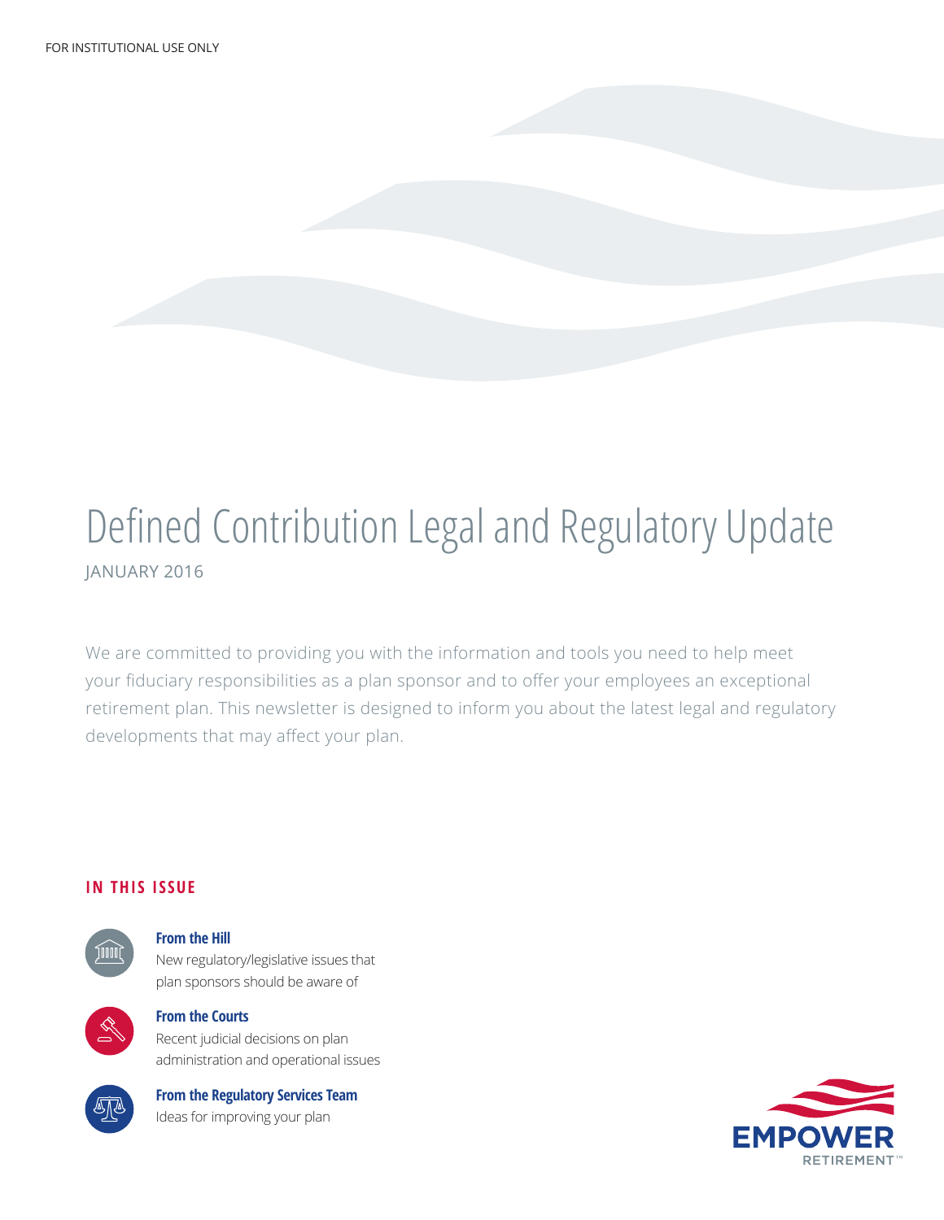FOR INSTITUTIONAL USE ONLY

# Defined Contribution Legal and Regulatory Update

JANUARY 2016

We are committed to providing you with the information and tools you need to help meet your fiduciary responsibilities as a plan sponsor and to offer your employees an exceptional retirement plan. This newsletter is designed to inform you about the latest legal and regulatory developments that may affect your plan.

## IN THIS ISSUE

**From the Hill**
New regulatory/legislative issues that plan sponsors should be aware of

**From the Courts**
Recent judicial decisions on plan administration and operational issues

**From the Regulatory Services Team**
Ideas for improving your plan

EMPOWER RETIREMENT™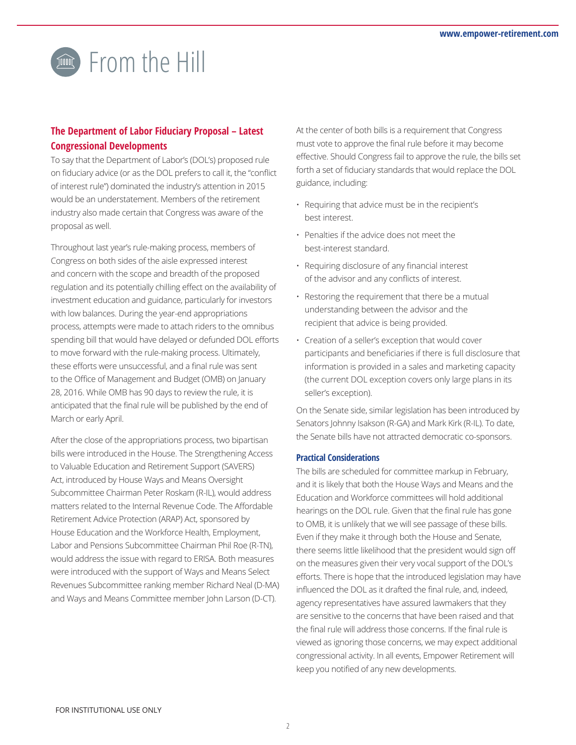# From the Hill

## The Department of Labor Fiduciary Proposal – Latest Congressional Developments

To say that the Department of Labor's (DOL's) proposed rule on fiduciary advice (or as the DOL prefers to call it, the "conflict of interest rule") dominated the industry's attention in 2015 would be an understatement. Members of the retirement industry also made certain that Congress was aware of the proposal as well.

Throughout last year's rule-making process, members of Congress on both sides of the aisle expressed interest and concern with the scope and breadth of the proposed regulation and its potentially chilling effect on the availability of investment education and guidance, particularly for investors with low balances. During the year-end appropriations process, attempts were made to attach riders to the omnibus spending bill that would have delayed or defunded DOL efforts to move forward with the rule-making process. Ultimately, these efforts were unsuccessful, and a final rule was sent to the Office of Management and Budget (OMB) on January 28, 2016. While OMB has 90 days to review the rule, it is anticipated that the final rule will be published by the end of March or early April.

After the close of the appropriations process, two bipartisan bills were introduced in the House. The Strengthening Access to Valuable Education and Retirement Support (SAVERS) Act, introduced by House Ways and Means Oversight Subcommittee Chairman Peter Roskam (R-IL), would address matters related to the Internal Revenue Code. The Affordable Retirement Advice Protection (ARAP) Act, sponsored by House Education and the Workforce Health, Employment, Labor and Pensions Subcommittee Chairman Phil Roe (R-TN), would address the issue with regard to ERISA. Both measures were introduced with the support of Ways and Means Select Revenues Subcommittee ranking member Richard Neal (D-MA) and Ways and Means Committee member John Larson (D-CT).

At the center of both bills is a requirement that Congress must vote to approve the final rule before it may become effective. Should Congress fail to approve the rule, the bills set forth a set of fiduciary standards that would replace the DOL guidance, including:

- Requiring that advice must be in the recipient's best interest.
- Penalties if the advice does not meet the best-interest standard.
- Requiring disclosure of any financial interest of the advisor and any conflicts of interest.
- Restoring the requirement that there be a mutual understanding between the advisor and the recipient that advice is being provided.
- Creation of a seller's exception that would cover participants and beneficiaries if there is full disclosure that information is provided in a sales and marketing capacity (the current DOL exception covers only large plans in its seller's exception).

On the Senate side, similar legislation has been introduced by Senators Johnny Isakson (R-GA) and Mark Kirk (R-IL). To date, the Senate bills have not attracted democratic co-sponsors.

### Practical Considerations

The bills are scheduled for committee markup in February, and it is likely that both the House Ways and Means and the Education and Workforce committees will hold additional hearings on the DOL rule. Given that the final rule has gone to OMB, it is unlikely that we will see passage of these bills. Even if they make it through both the House and Senate, there seems little likelihood that the president would sign off on the measures given their very vocal support of the DOL's efforts. There is hope that the introduced legislation may have influenced the DOL as it drafted the final rule, and, indeed, agency representatives have assured lawmakers that they are sensitive to the concerns that have been raised and that the final rule will address those concerns. If the final rule is viewed as ignoring those concerns, we may expect additional congressional activity. In all events, Empower Retirement will keep you notified of any new developments.

FOR INSTITUTIONAL USE ONLY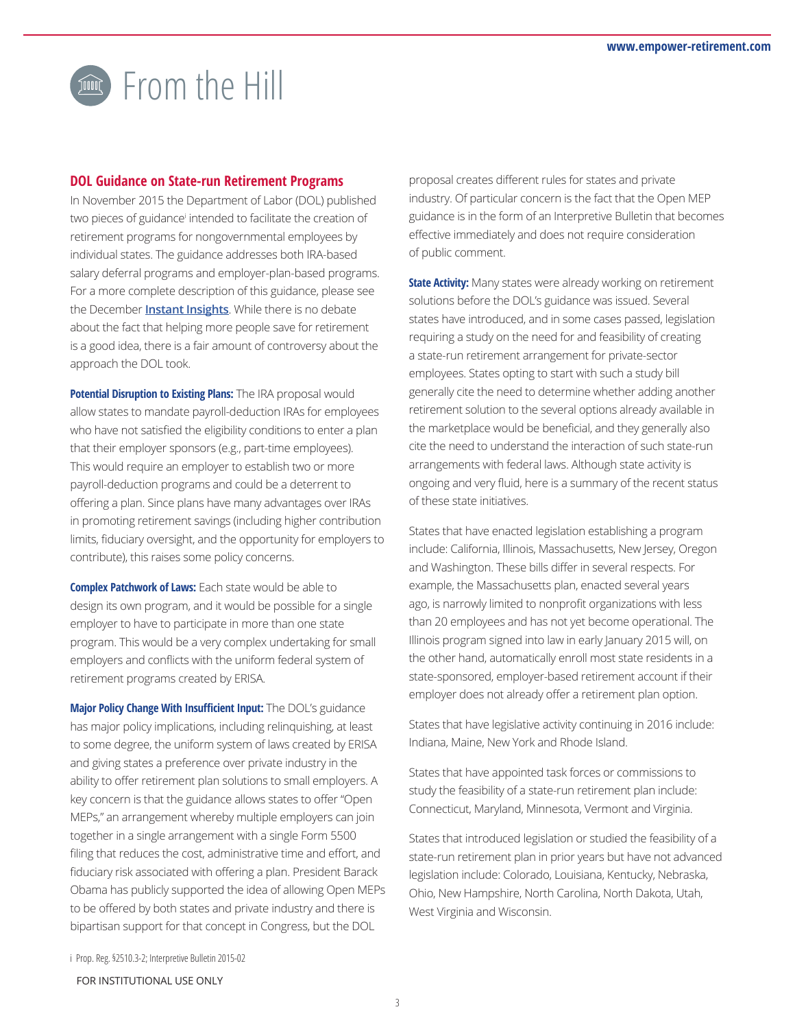# From the Hill

## DOL Guidance on State-run Retirement Programs

In November 2015 the Department of Labor (DOL) published two pieces of guidance[i] intended to facilitate the creation of retirement programs for nongovernmental employees by individual states. The guidance addresses both IRA-based salary deferral programs and employer-plan-based programs. For a more complete description of this guidance, please see the December **Instant Insights**. While there is no debate about the fact that helping more people save for retirement is a good idea, there is a fair amount of controversy about the approach the DOL took.

**Potential Disruption to Existing Plans:** The IRA proposal would allow states to mandate payroll-deduction IRAs for employees who have not satisfied the eligibility conditions to enter a plan that their employer sponsors (e.g., part-time employees). This would require an employer to establish two or more payroll-deduction programs and could be a deterrent to offering a plan. Since plans have many advantages over IRAs in promoting retirement savings (including higher contribution limits, fiduciary oversight, and the opportunity for employers to contribute), this raises some policy concerns.

**Complex Patchwork of Laws:** Each state would be able to design its own program, and it would be possible for a single employer to have to participate in more than one state program. This would be a very complex undertaking for small employers and conflicts with the uniform federal system of retirement programs created by ERISA.

**Major Policy Change With Insufficient Input:** The DOL's guidance has major policy implications, including relinquishing, at least to some degree, the uniform system of laws created by ERISA and giving states a preference over private industry in the ability to offer retirement plan solutions to small employers. A key concern is that the guidance allows states to offer "Open MEPs," an arrangement whereby multiple employers can join together in a single arrangement with a single Form 5500 filing that reduces the cost, administrative time and effort, and fiduciary risk associated with offering a plan. President Barack Obama has publicly supported the idea of allowing Open MEPs to be offered by both states and private industry and there is bipartisan support for that concept in Congress, but the DOL proposal creates different rules for states and private industry. Of particular concern is the fact that the Open MEP guidance is in the form of an Interpretive Bulletin that becomes effective immediately and does not require consideration of public comment.

**State Activity:** Many states were already working on retirement solutions before the DOL's guidance was issued. Several states have introduced, and in some cases passed, legislation requiring a study on the need for and feasibility of creating a state-run retirement arrangement for private-sector employees. States opting to start with such a study bill generally cite the need to determine whether adding another retirement solution to the several options already available in the marketplace would be beneficial, and they generally also cite the need to understand the interaction of such state-run arrangements with federal laws. Although state activity is ongoing and very fluid, here is a summary of the recent status of these state initiatives.

States that have enacted legislation establishing a program include: California, Illinois, Massachusetts, New Jersey, Oregon and Washington. These bills differ in several respects. For example, the Massachusetts plan, enacted several years ago, is narrowly limited to nonprofit organizations with less than 20 employees and has not yet become operational. The Illinois program signed into law in early January 2015 will, on the other hand, automatically enroll most state residents in a state-sponsored, employer-based retirement account if their employer does not already offer a retirement plan option.

States that have legislative activity continuing in 2016 include: Indiana, Maine, New York and Rhode Island.

States that have appointed task forces or commissions to study the feasibility of a state-run retirement plan include: Connecticut, Maryland, Minnesota, Vermont and Virginia.

States that introduced legislation or studied the feasibility of a state-run retirement plan in prior years but have not advanced legislation include: Colorado, Louisiana, Kentucky, Nebraska, Ohio, New Hampshire, North Carolina, North Dakota, Utah, West Virginia and Wisconsin.

i Prop. Reg. §2510.3-2; Interpretive Bulletin 2015-02

FOR INSTITUTIONAL USE ONLY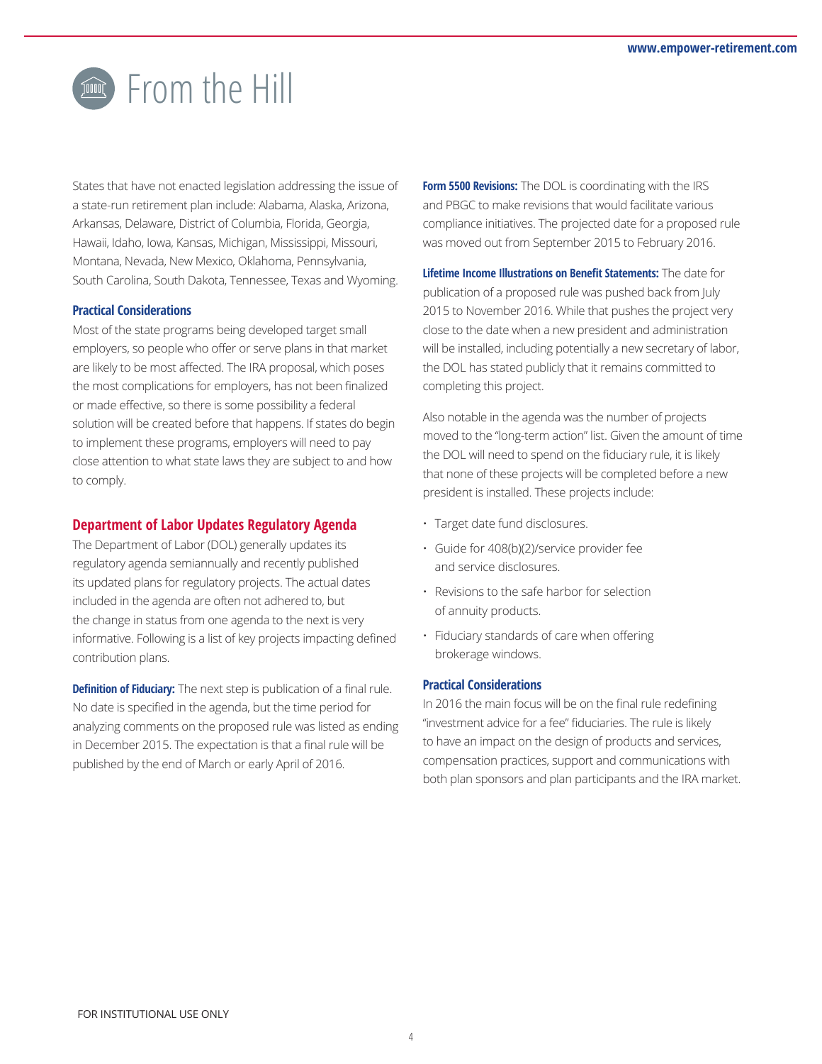# From the Hill

States that have not enacted legislation addressing the issue of a state-run retirement plan include: Alabama, Alaska, Arizona, Arkansas, Delaware, District of Columbia, Florida, Georgia, Hawaii, Idaho, Iowa, Kansas, Michigan, Mississippi, Missouri, Montana, Nevada, New Mexico, Oklahoma, Pennsylvania, South Carolina, South Dakota, Tennessee, Texas and Wyoming.

### Practical Considerations

Most of the state programs being developed target small employers, so people who offer or serve plans in that market are likely to be most affected. The IRA proposal, which poses the most complications for employers, has not been finalized or made effective, so there is some possibility a federal solution will be created before that happens. If states do begin to implement these programs, employers will need to pay close attention to what state laws they are subject to and how to comply.

## Department of Labor Updates Regulatory Agenda

The Department of Labor (DOL) generally updates its regulatory agenda semiannually and recently published its updated plans for regulatory projects. The actual dates included in the agenda are often not adhered to, but the change in status from one agenda to the next is very informative. Following is a list of key projects impacting defined contribution plans.

**Definition of Fiduciary:** The next step is publication of a final rule. No date is specified in the agenda, but the time period for analyzing comments on the proposed rule was listed as ending in December 2015. The expectation is that a final rule will be published by the end of March or early April of 2016.

**Form 5500 Revisions:** The DOL is coordinating with the IRS and PBGC to make revisions that would facilitate various compliance initiatives. The projected date for a proposed rule was moved out from September 2015 to February 2016.

**Lifetime Income Illustrations on Benefit Statements:** The date for publication of a proposed rule was pushed back from July 2015 to November 2016. While that pushes the project very close to the date when a new president and administration will be installed, including potentially a new secretary of labor, the DOL has stated publicly that it remains committed to completing this project.

Also notable in the agenda was the number of projects moved to the "long-term action" list. Given the amount of time the DOL will need to spend on the fiduciary rule, it is likely that none of these projects will be completed before a new president is installed. These projects include:

- Target date fund disclosures.
- Guide for 408(b)(2)/service provider fee and service disclosures.
- Revisions to the safe harbor for selection of annuity products.
- Fiduciary standards of care when offering brokerage windows.

### Practical Considerations

In 2016 the main focus will be on the final rule redefining "investment advice for a fee" fiduciaries. The rule is likely to have an impact on the design of products and services, compensation practices, support and communications with both plan sponsors and plan participants and the IRA market.

FOR INSTITUTIONAL USE ONLY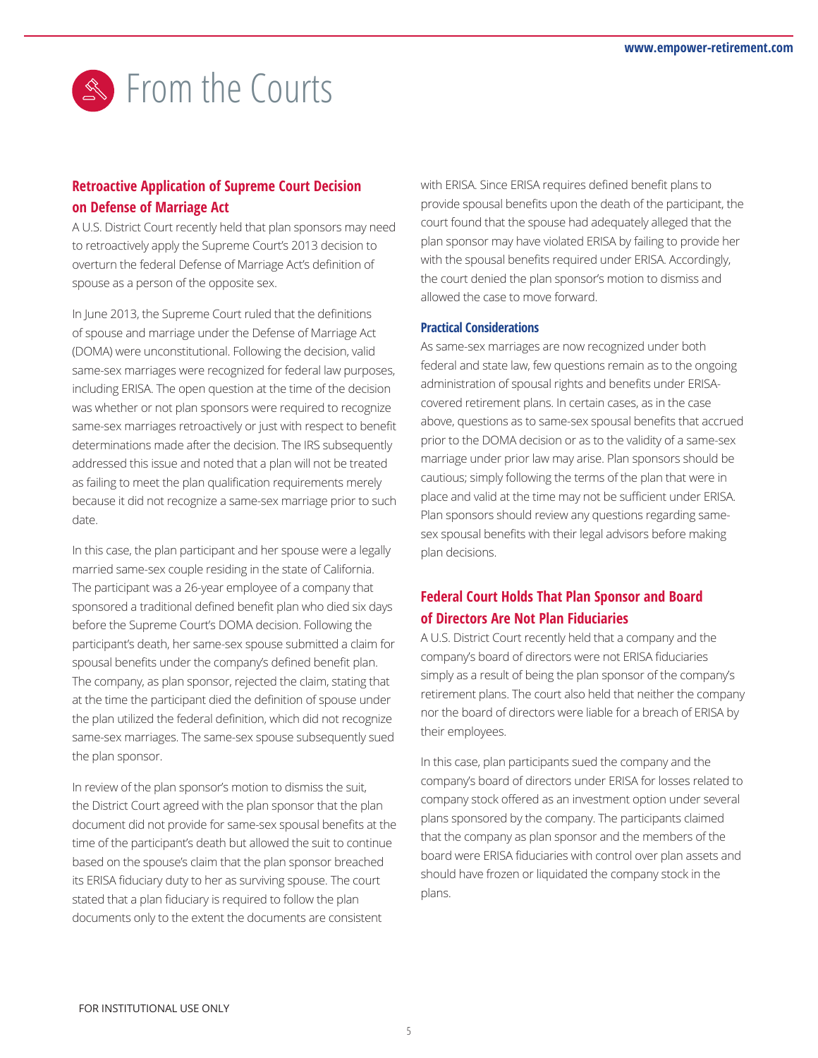# From the Courts

## Retroactive Application of Supreme Court Decision on Defense of Marriage Act

A U.S. District Court recently held that plan sponsors may need to retroactively apply the Supreme Court's 2013 decision to overturn the federal Defense of Marriage Act's definition of spouse as a person of the opposite sex.

In June 2013, the Supreme Court ruled that the definitions of spouse and marriage under the Defense of Marriage Act (DOMA) were unconstitutional. Following the decision, valid same-sex marriages were recognized for federal law purposes, including ERISA. The open question at the time of the decision was whether or not plan sponsors were required to recognize same-sex marriages retroactively or just with respect to benefit determinations made after the decision. The IRS subsequently addressed this issue and noted that a plan will not be treated as failing to meet the plan qualification requirements merely because it did not recognize a same-sex marriage prior to such date.

In this case, the plan participant and her spouse were a legally married same-sex couple residing in the state of California. The participant was a 26-year employee of a company that sponsored a traditional defined benefit plan who died six days before the Supreme Court's DOMA decision. Following the participant's death, her same-sex spouse submitted a claim for spousal benefits under the company's defined benefit plan. The company, as plan sponsor, rejected the claim, stating that at the time the participant died the definition of spouse under the plan utilized the federal definition, which did not recognize same-sex marriages. The same-sex spouse subsequently sued the plan sponsor.

In review of the plan sponsor's motion to dismiss the suit, the District Court agreed with the plan sponsor that the plan document did not provide for same-sex spousal benefits at the time of the participant's death but allowed the suit to continue based on the spouse's claim that the plan sponsor breached its ERISA fiduciary duty to her as surviving spouse. The court stated that a plan fiduciary is required to follow the plan documents only to the extent the documents are consistent with ERISA. Since ERISA requires defined benefit plans to provide spousal benefits upon the death of the participant, the court found that the spouse had adequately alleged that the plan sponsor may have violated ERISA by failing to provide her with the spousal benefits required under ERISA. Accordingly, the court denied the plan sponsor's motion to dismiss and allowed the case to move forward.

### Practical Considerations

As same-sex marriages are now recognized under both federal and state law, few questions remain as to the ongoing administration of spousal rights and benefits under ERISA-covered retirement plans. In certain cases, as in the case above, questions as to same-sex spousal benefits that accrued prior to the DOMA decision or as to the validity of a same-sex marriage under prior law may arise. Plan sponsors should be cautious; simply following the terms of the plan that were in place and valid at the time may not be sufficient under ERISA. Plan sponsors should review any questions regarding same-sex spousal benefits with their legal advisors before making plan decisions.

## Federal Court Holds That Plan Sponsor and Board of Directors Are Not Plan Fiduciaries

A U.S. District Court recently held that a company and the company's board of directors were not ERISA fiduciaries simply as a result of being the plan sponsor of the company's retirement plans. The court also held that neither the company nor the board of directors were liable for a breach of ERISA by their employees.

In this case, plan participants sued the company and the company's board of directors under ERISA for losses related to company stock offered as an investment option under several plans sponsored by the company. The participants claimed that the company as plan sponsor and the members of the board were ERISA fiduciaries with control over plan assets and should have frozen or liquidated the company stock in the plans.

FOR INSTITUTIONAL USE ONLY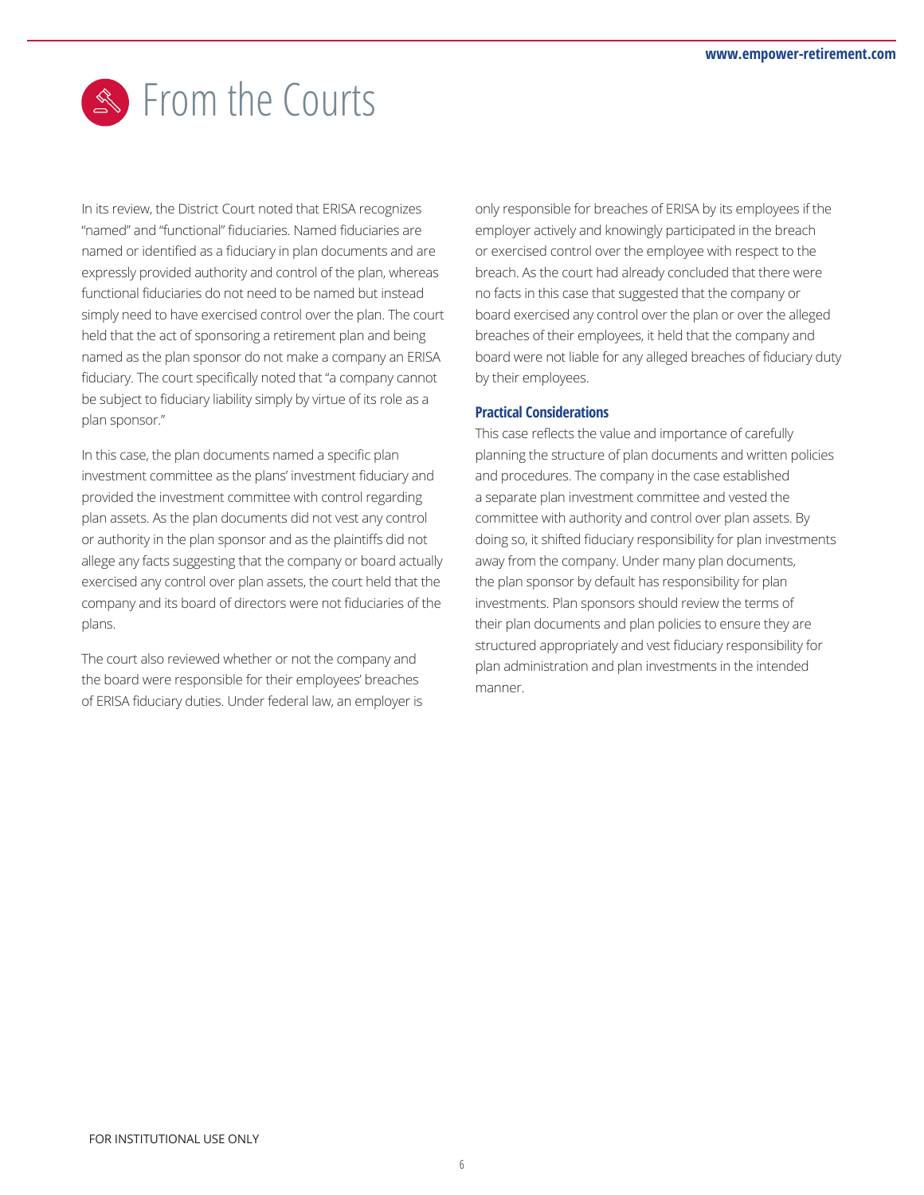# From the Courts

In its review, the District Court noted that ERISA recognizes "named" and "functional" fiduciaries. Named fiduciaries are named or identified as a fiduciary in plan documents and are expressly provided authority and control of the plan, whereas functional fiduciaries do not need to be named but instead simply need to have exercised control over the plan. The court held that the act of sponsoring a retirement plan and being named as the plan sponsor do not make a company an ERISA fiduciary. The court specifically noted that "a company cannot be subject to fiduciary liability simply by virtue of its role as a plan sponsor."

In this case, the plan documents named a specific plan investment committee as the plans' investment fiduciary and provided the investment committee with control regarding plan assets. As the plan documents did not vest any control or authority in the plan sponsor and as the plaintiffs did not allege any facts suggesting that the company or board actually exercised any control over plan assets, the court held that the company and its board of directors were not fiduciaries of the plans.

The court also reviewed whether or not the company and the board were responsible for their employees' breaches of ERISA fiduciary duties. Under federal law, an employer is only responsible for breaches of ERISA by its employees if the employer actively and knowingly participated in the breach or exercised control over the employee with respect to the breach. As the court had already concluded that there were no facts in this case that suggested that the company or board exercised any control over the plan or over the alleged breaches of their employees, it held that the company and board were not liable for any alleged breaches of fiduciary duty by their employees.

### Practical Considerations

This case reflects the value and importance of carefully planning the structure of plan documents and written policies and procedures. The company in the case established a separate plan investment committee and vested the committee with authority and control over plan assets. By doing so, it shifted fiduciary responsibility for plan investments away from the company. Under many plan documents, the plan sponsor by default has responsibility for plan investments. Plan sponsors should review the terms of their plan documents and plan policies to ensure they are structured appropriately and vest fiduciary responsibility for plan administration and plan investments in the intended manner.

FOR INSTITUTIONAL USE ONLY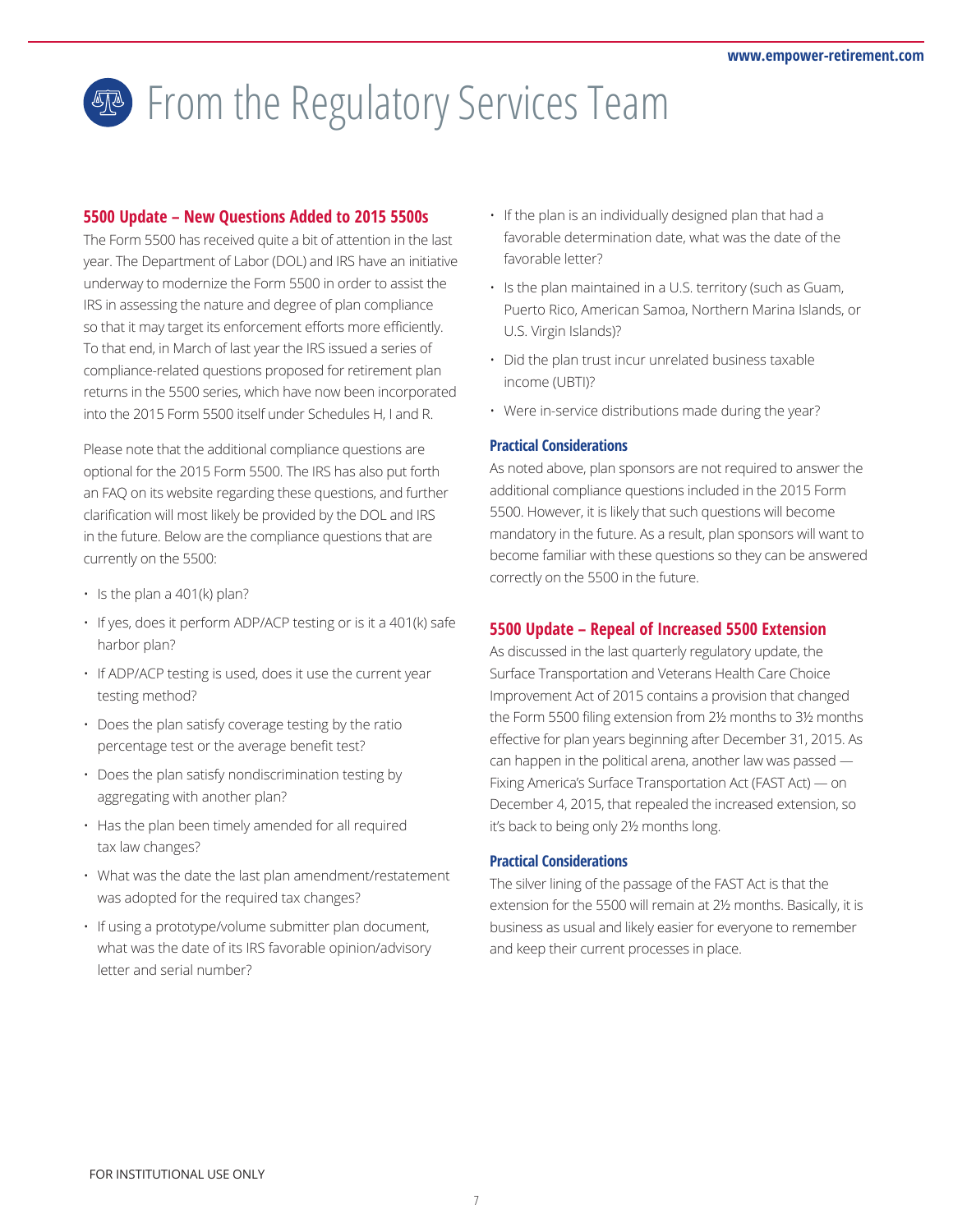# From the Regulatory Services Team

## 5500 Update – New Questions Added to 2015 5500s

The Form 5500 has received quite a bit of attention in the last year. The Department of Labor (DOL) and IRS have an initiative underway to modernize the Form 5500 in order to assist the IRS in assessing the nature and degree of plan compliance so that it may target its enforcement efforts more efficiently. To that end, in March of last year the IRS issued a series of compliance-related questions proposed for retirement plan returns in the 5500 series, which have now been incorporated into the 2015 Form 5500 itself under Schedules H, I and R.

Please note that the additional compliance questions are optional for the 2015 Form 5500. The IRS has also put forth an FAQ on its website regarding these questions, and further clarification will most likely be provided by the DOL and IRS in the future. Below are the compliance questions that are currently on the 5500:

- Is the plan a 401(k) plan?
- If yes, does it perform ADP/ACP testing or is it a 401(k) safe harbor plan?
- If ADP/ACP testing is used, does it use the current year testing method?
- Does the plan satisfy coverage testing by the ratio percentage test or the average benefit test?
- Does the plan satisfy nondiscrimination testing by aggregating with another plan?
- Has the plan been timely amended for all required tax law changes?
- What was the date the last plan amendment/restatement was adopted for the required tax changes?
- If using a prototype/volume submitter plan document, what was the date of its IRS favorable opinion/advisory letter and serial number?
- If the plan is an individually designed plan that had a favorable determination date, what was the date of the favorable letter?
- Is the plan maintained in a U.S. territory (such as Guam, Puerto Rico, American Samoa, Northern Marina Islands, or U.S. Virgin Islands)?
- Did the plan trust incur unrelated business taxable income (UBTI)?
- Were in-service distributions made during the year?

### Practical Considerations

As noted above, plan sponsors are not required to answer the additional compliance questions included in the 2015 Form 5500. However, it is likely that such questions will become mandatory in the future. As a result, plan sponsors will want to become familiar with these questions so they can be answered correctly on the 5500 in the future.

## 5500 Update – Repeal of Increased 5500 Extension

As discussed in the last quarterly regulatory update, the Surface Transportation and Veterans Health Care Choice Improvement Act of 2015 contains a provision that changed the Form 5500 filing extension from 2½ months to 3½ months effective for plan years beginning after December 31, 2015. As can happen in the political arena, another law was passed — Fixing America's Surface Transportation Act (FAST Act) — on December 4, 2015, that repealed the increased extension, so it's back to being only 2½ months long.

### Practical Considerations

The silver lining of the passage of the FAST Act is that the extension for the 5500 will remain at 2½ months. Basically, it is business as usual and likely easier for everyone to remember and keep their current processes in place.

FOR INSTITUTIONAL USE ONLY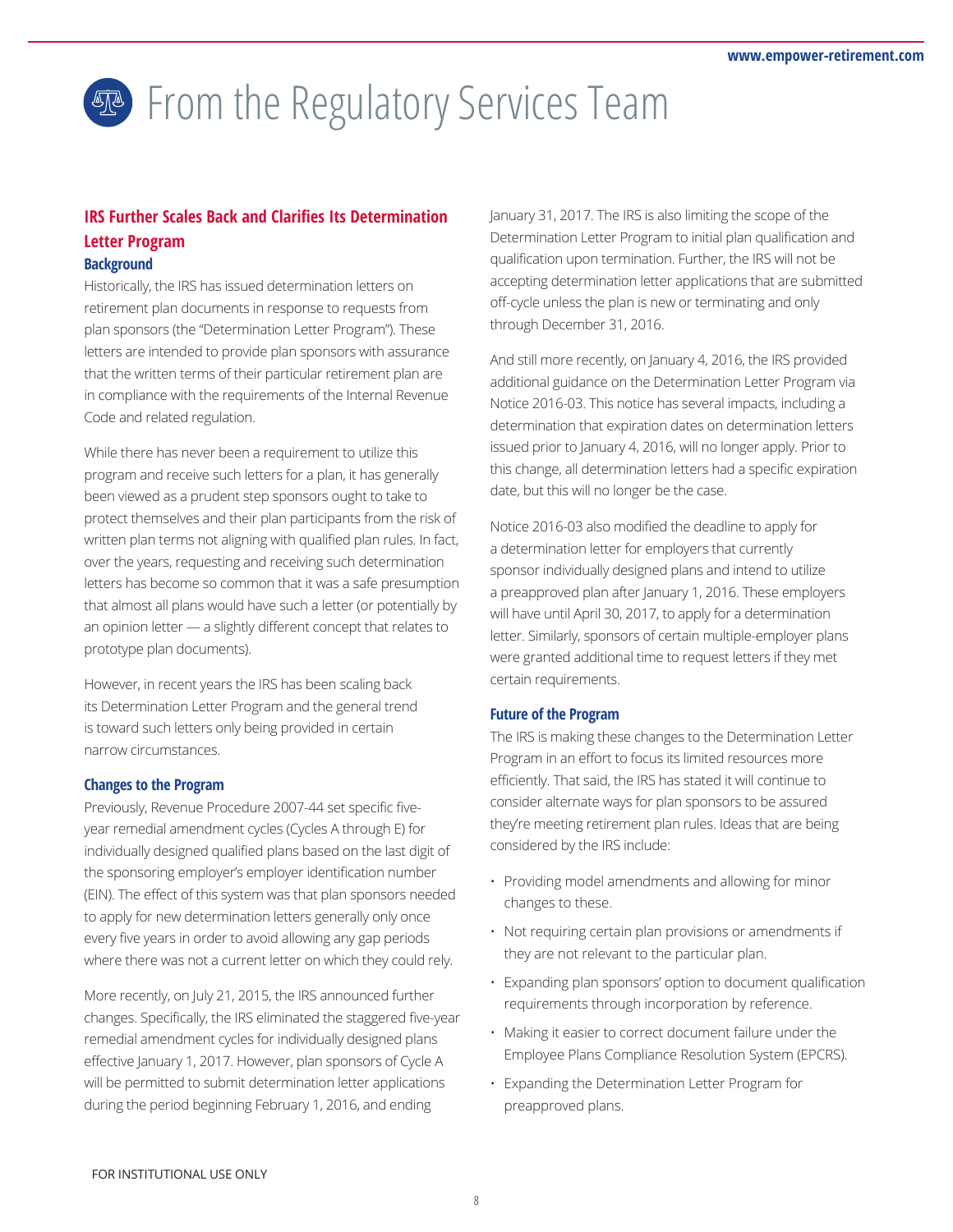# From the Regulatory Services Team

## IRS Further Scales Back and Clarifies Its Determination Letter Program

### Background

Historically, the IRS has issued determination letters on retirement plan documents in response to requests from plan sponsors (the "Determination Letter Program"). These letters are intended to provide plan sponsors with assurance that the written terms of their particular retirement plan are in compliance with the requirements of the Internal Revenue Code and related regulation.

While there has never been a requirement to utilize this program and receive such letters for a plan, it has generally been viewed as a prudent step sponsors ought to take to protect themselves and their plan participants from the risk of written plan terms not aligning with qualified plan rules. In fact, over the years, requesting and receiving such determination letters has become so common that it was a safe presumption that almost all plans would have such a letter (or potentially by an opinion letter — a slightly different concept that relates to prototype plan documents).

However, in recent years the IRS has been scaling back its Determination Letter Program and the general trend is toward such letters only being provided in certain narrow circumstances.

### Changes to the Program

Previously, Revenue Procedure 2007-44 set specific five-year remedial amendment cycles (Cycles A through E) for individually designed qualified plans based on the last digit of the sponsoring employer's employer identification number (EIN). The effect of this system was that plan sponsors needed to apply for new determination letters generally only once every five years in order to avoid allowing any gap periods where there was not a current letter on which they could rely.

More recently, on July 21, 2015, the IRS announced further changes. Specifically, the IRS eliminated the staggered five-year remedial amendment cycles for individually designed plans effective January 1, 2017. However, plan sponsors of Cycle A will be permitted to submit determination letter applications during the period beginning February 1, 2016, and ending January 31, 2017. The IRS is also limiting the scope of the Determination Letter Program to initial plan qualification and qualification upon termination. Further, the IRS will not be accepting determination letter applications that are submitted off-cycle unless the plan is new or terminating and only through December 31, 2016.

And still more recently, on January 4, 2016, the IRS provided additional guidance on the Determination Letter Program via Notice 2016-03. This notice has several impacts, including a determination that expiration dates on determination letters issued prior to January 4, 2016, will no longer apply. Prior to this change, all determination letters had a specific expiration date, but this will no longer be the case.

Notice 2016-03 also modified the deadline to apply for a determination letter for employers that currently sponsor individually designed plans and intend to utilize a preapproved plan after January 1, 2016. These employers will have until April 30, 2017, to apply for a determination letter. Similarly, sponsors of certain multiple-employer plans were granted additional time to request letters if they met certain requirements.

### Future of the Program

The IRS is making these changes to the Determination Letter Program in an effort to focus its limited resources more efficiently. That said, the IRS has stated it will continue to consider alternate ways for plan sponsors to be assured they're meeting retirement plan rules. Ideas that are being considered by the IRS include:

- Providing model amendments and allowing for minor changes to these.
- Not requiring certain plan provisions or amendments if they are not relevant to the particular plan.
- Expanding plan sponsors' option to document qualification requirements through incorporation by reference.
- Making it easier to correct document failure under the Employee Plans Compliance Resolution System (EPCRS).
- Expanding the Determination Letter Program for preapproved plans.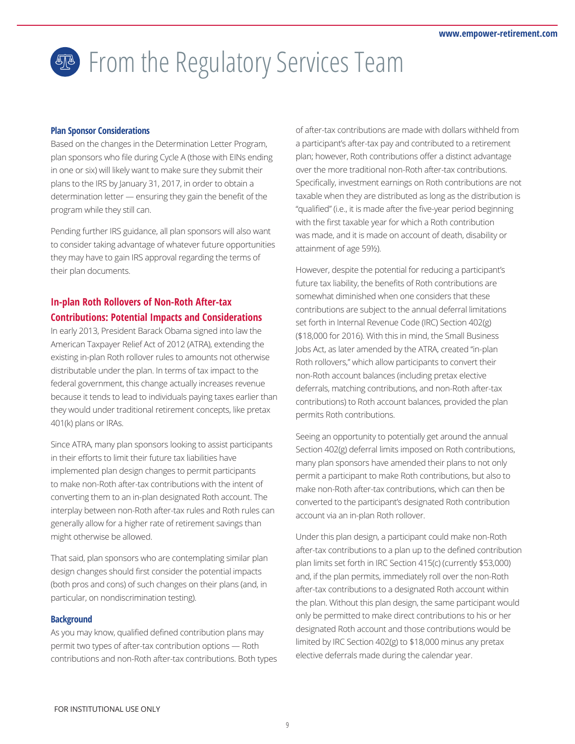# From the Regulatory Services Team

### Plan Sponsor Considerations

Based on the changes in the Determination Letter Program, plan sponsors who file during Cycle A (those with EINs ending in one or six) will likely want to make sure they submit their plans to the IRS by January 31, 2017, in order to obtain a determination letter — ensuring they gain the benefit of the program while they still can.

Pending further IRS guidance, all plan sponsors will also want to consider taking advantage of whatever future opportunities they may have to gain IRS approval regarding the terms of their plan documents.

## In-plan Roth Rollovers of Non-Roth After-tax Contributions: Potential Impacts and Considerations

In early 2013, President Barack Obama signed into law the American Taxpayer Relief Act of 2012 (ATRA), extending the existing in-plan Roth rollover rules to amounts not otherwise distributable under the plan. In terms of tax impact to the federal government, this change actually increases revenue because it tends to lead to individuals paying taxes earlier than they would under traditional retirement concepts, like pretax 401(k) plans or IRAs.

Since ATRA, many plan sponsors looking to assist participants in their efforts to limit their future tax liabilities have implemented plan design changes to permit participants to make non-Roth after-tax contributions with the intent of converting them to an in-plan designated Roth account. The interplay between non-Roth after-tax rules and Roth rules can generally allow for a higher rate of retirement savings than might otherwise be allowed.

That said, plan sponsors who are contemplating similar plan design changes should first consider the potential impacts (both pros and cons) of such changes on their plans (and, in particular, on nondiscrimination testing).

### Background

As you may know, qualified defined contribution plans may permit two types of after-tax contribution options — Roth contributions and non-Roth after-tax contributions. Both types of after-tax contributions are made with dollars withheld from a participant's after-tax pay and contributed to a retirement plan; however, Roth contributions offer a distinct advantage over the more traditional non-Roth after-tax contributions. Specifically, investment earnings on Roth contributions are not taxable when they are distributed as long as the distribution is "qualified" (i.e., it is made after the five-year period beginning with the first taxable year for which a Roth contribution was made, and it is made on account of death, disability or attainment of age 59½).

However, despite the potential for reducing a participant's future tax liability, the benefits of Roth contributions are somewhat diminished when one considers that these contributions are subject to the annual deferral limitations set forth in Internal Revenue Code (IRC) Section 402(g) ($18,000 for 2016). With this in mind, the Small Business Jobs Act, as later amended by the ATRA, created "in-plan Roth rollovers," which allow participants to convert their non-Roth account balances (including pretax elective deferrals, matching contributions, and non-Roth after-tax contributions) to Roth account balances, provided the plan permits Roth contributions.

Seeing an opportunity to potentially get around the annual Section 402(g) deferral limits imposed on Roth contributions, many plan sponsors have amended their plans to not only permit a participant to make Roth contributions, but also to make non-Roth after-tax contributions, which can then be converted to the participant's designated Roth contribution account via an in-plan Roth rollover.

Under this plan design, a participant could make non-Roth after-tax contributions to a plan up to the defined contribution plan limits set forth in IRC Section 415(c) (currently $53,000) and, if the plan permits, immediately roll over the non-Roth after-tax contributions to a designated Roth account within the plan. Without this plan design, the same participant would only be permitted to make direct contributions to his or her designated Roth account and those contributions would be limited by IRC Section 402(g) to $18,000 minus any pretax elective deferrals made during the calendar year.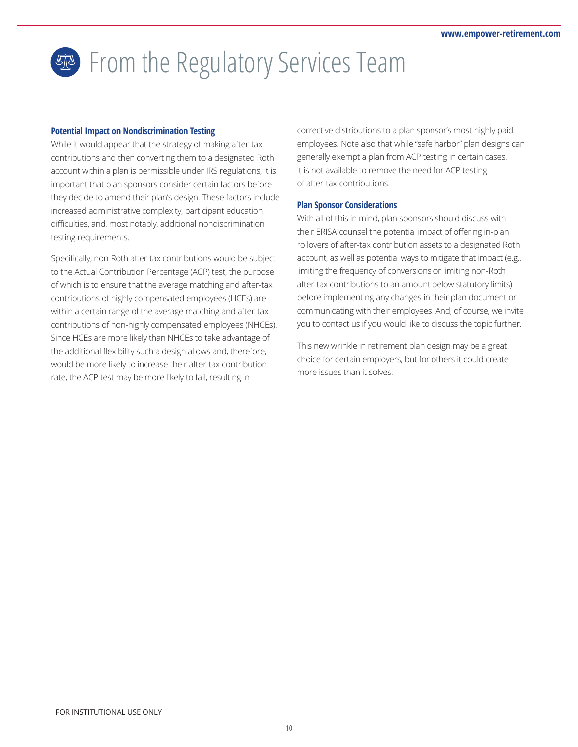# From the Regulatory Services Team

### Potential Impact on Nondiscrimination Testing

While it would appear that the strategy of making after-tax contributions and then converting them to a designated Roth account within a plan is permissible under IRS regulations, it is important that plan sponsors consider certain factors before they decide to amend their plan's design. These factors include increased administrative complexity, participant education difficulties, and, most notably, additional nondiscrimination testing requirements.

Specifically, non-Roth after-tax contributions would be subject to the Actual Contribution Percentage (ACP) test, the purpose of which is to ensure that the average matching and after-tax contributions of highly compensated employees (HCEs) are within a certain range of the average matching and after-tax contributions of non-highly compensated employees (NHCEs). Since HCEs are more likely than NHCEs to take advantage of the additional flexibility such a design allows and, therefore, would be more likely to increase their after-tax contribution rate, the ACP test may be more likely to fail, resulting in corrective distributions to a plan sponsor's most highly paid employees. Note also that while "safe harbor" plan designs can generally exempt a plan from ACP testing in certain cases, it is not available to remove the need for ACP testing of after-tax contributions.

### Plan Sponsor Considerations

With all of this in mind, plan sponsors should discuss with their ERISA counsel the potential impact of offering in-plan rollovers of after-tax contribution assets to a designated Roth account, as well as potential ways to mitigate that impact (e.g., limiting the frequency of conversions or limiting non-Roth after-tax contributions to an amount below statutory limits) before implementing any changes in their plan document or communicating with their employees. And, of course, we invite you to contact us if you would like to discuss the topic further.

This new wrinkle in retirement plan design may be a great choice for certain employers, but for others it could create more issues than it solves.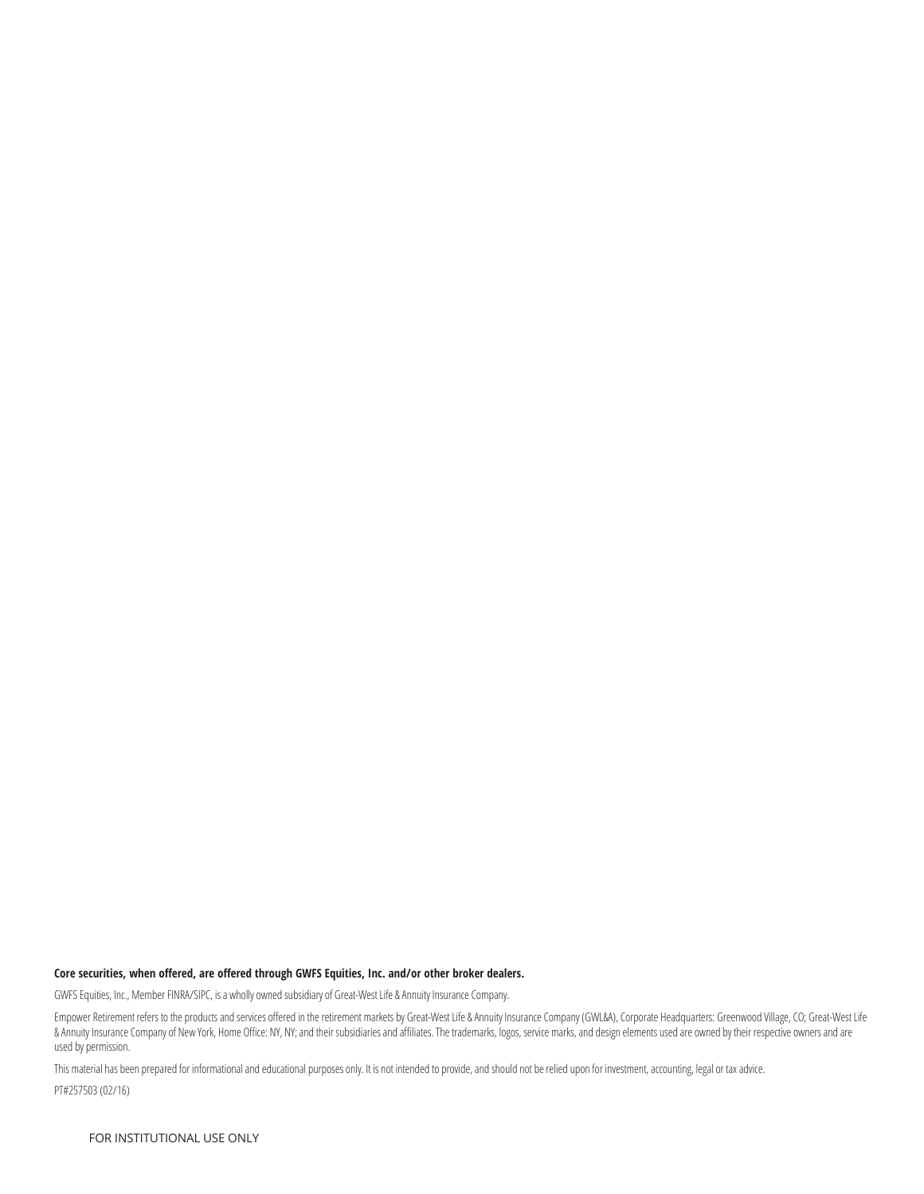**Core securities, when offered, are offered through GWFS Equities, Inc. and/or other broker dealers.**

GWFS Equities, Inc., Member FINRA/SIPC, is a wholly owned subsidiary of Great-West Life & Annuity Insurance Company.

Empower Retirement refers to the products and services offered in the retirement markets by Great-West Life & Annuity Insurance Company (GWL&A), Corporate Headquarters: Greenwood Village, CO; Great-West Life & Annuity Insurance Company of New York, Home Office: NY, NY; and their subsidiaries and affiliates. The trademarks, logos, service marks, and design elements used are owned by their respective owners and are used by permission.

This material has been prepared for informational and educational purposes only. It is not intended to provide, and should not be relied upon for investment, accounting, legal or tax advice.

PT#257503 (02/16)

FOR INSTITUTIONAL USE ONLY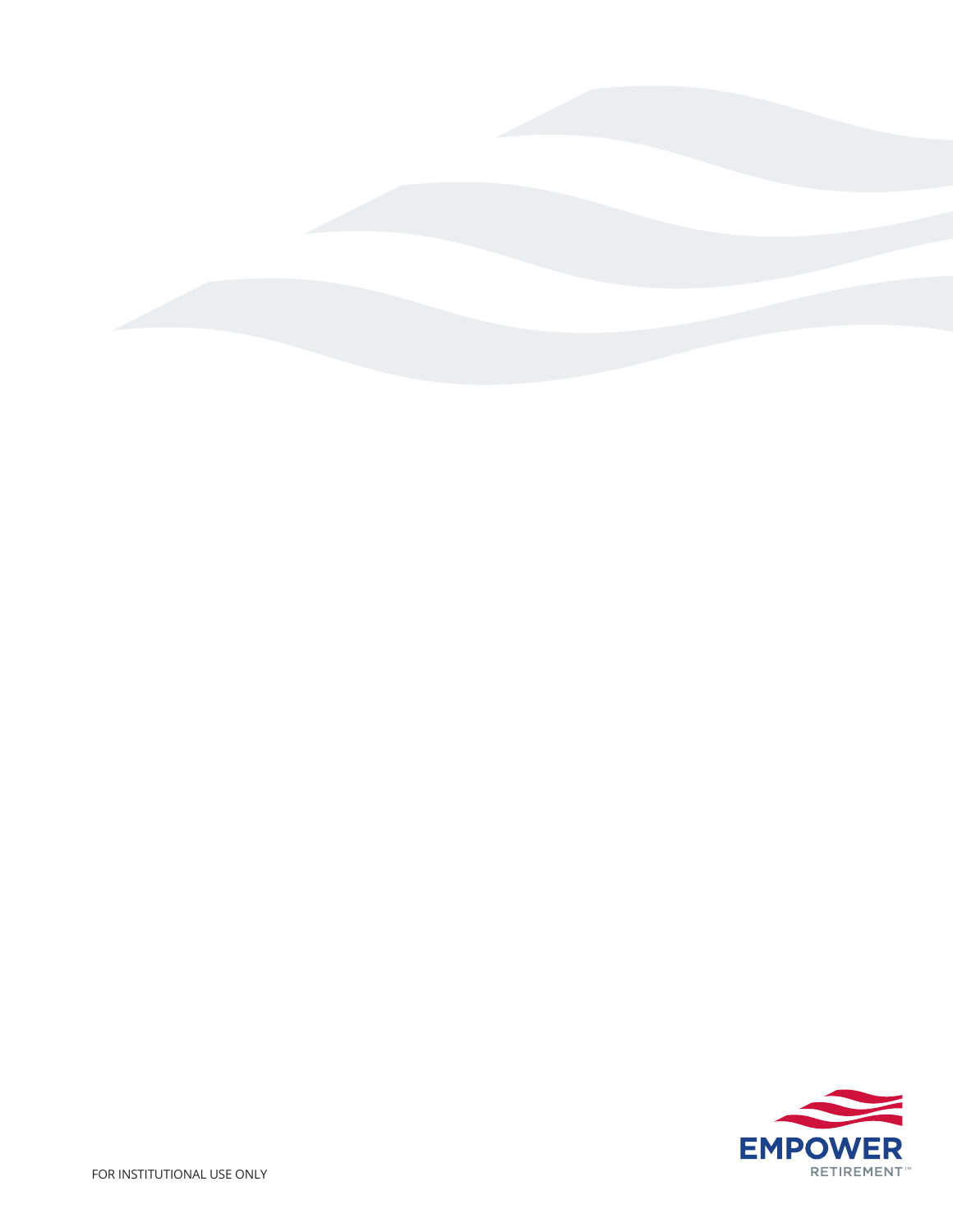FOR INSTITUTIONAL USE ONLY

EMPOWER RETIREMENT™